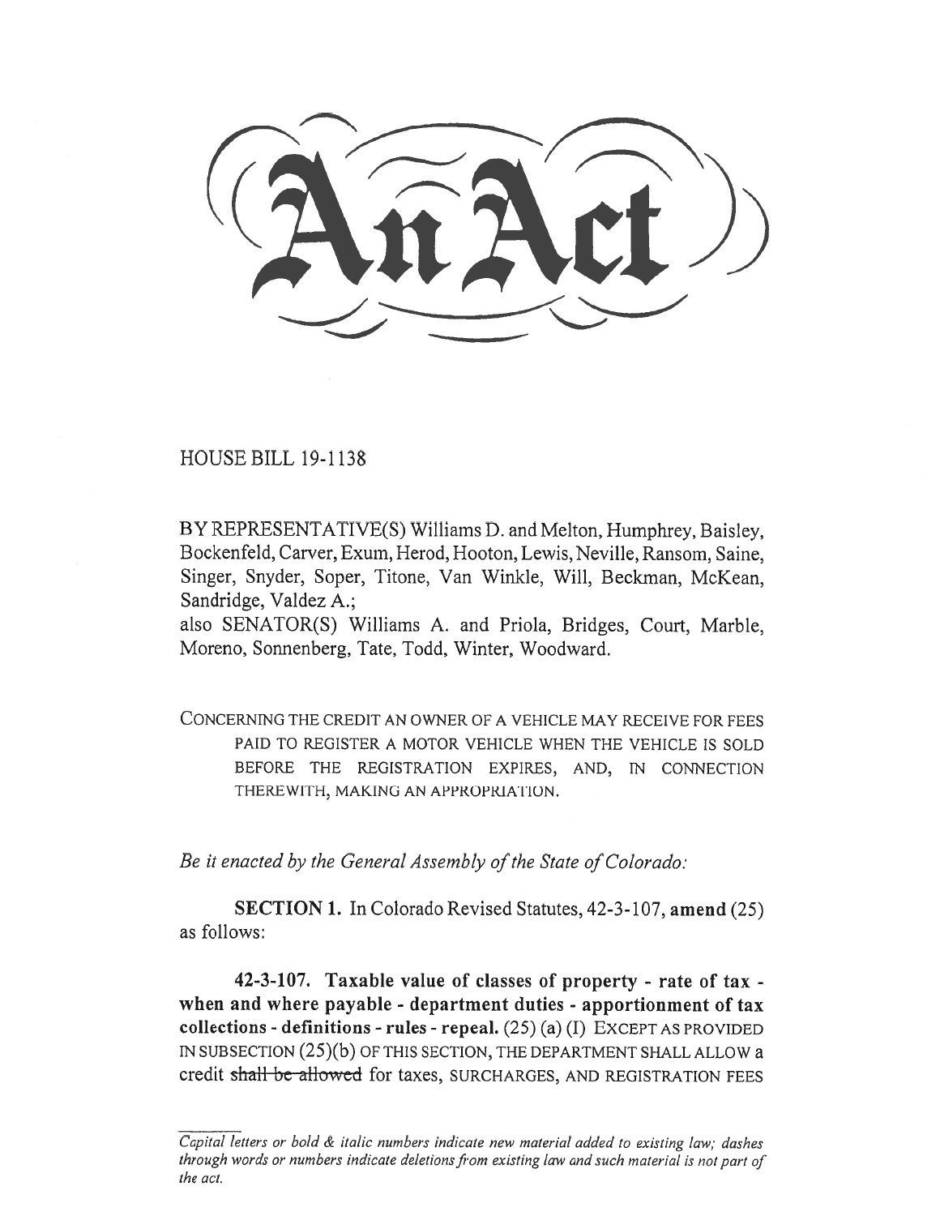# An Act

HOUSE BILL 19-1138

BY REPRESENTATIVE(S) Williams D. and Melton, Humphrey, Baisley, Bockenfeld, Carver, Exum, Herod, Hooton, Lewis, Neville, Ransom, Saine, Singer, Snyder, Soper, Titone, Van Winkle, Will, Beckman, McKean, Sandridge, Valdez A.;
also SENATOR(S) Williams A. and Priola, Bridges, Court, Marble, Moreno, Sonnenberg, Tate, Todd, Winter, Woodward.

CONCERNING THE CREDIT AN OWNER OF A VEHICLE MAY RECEIVE FOR FEES PAID TO REGISTER A MOTOR VEHICLE WHEN THE VEHICLE IS SOLD BEFORE THE REGISTRATION EXPIRES, AND, IN CONNECTION THEREWITH, MAKING AN APPROPRIATION.

*Be it enacted by the General Assembly of the State of Colorado:*

**SECTION 1.** In Colorado Revised Statutes, 42-3-107, **amend** (25) as follows:

**42-3-107. Taxable value of classes of property - rate of tax - when and where payable - department duties - apportionment of tax collections - definitions - rules - repeal.** (25) (a) (I) EXCEPT AS PROVIDED IN SUBSECTION (25)(b) OF THIS SECTION, THE DEPARTMENT SHALL ALLOW a credit ~~shall be allowed~~ for taxes, SURCHARGES, AND REGISTRATION FEES

*Capital letters or bold & italic numbers indicate new material added to existing law; dashes through words or numbers indicate deletions from existing law and such material is not part of the act.*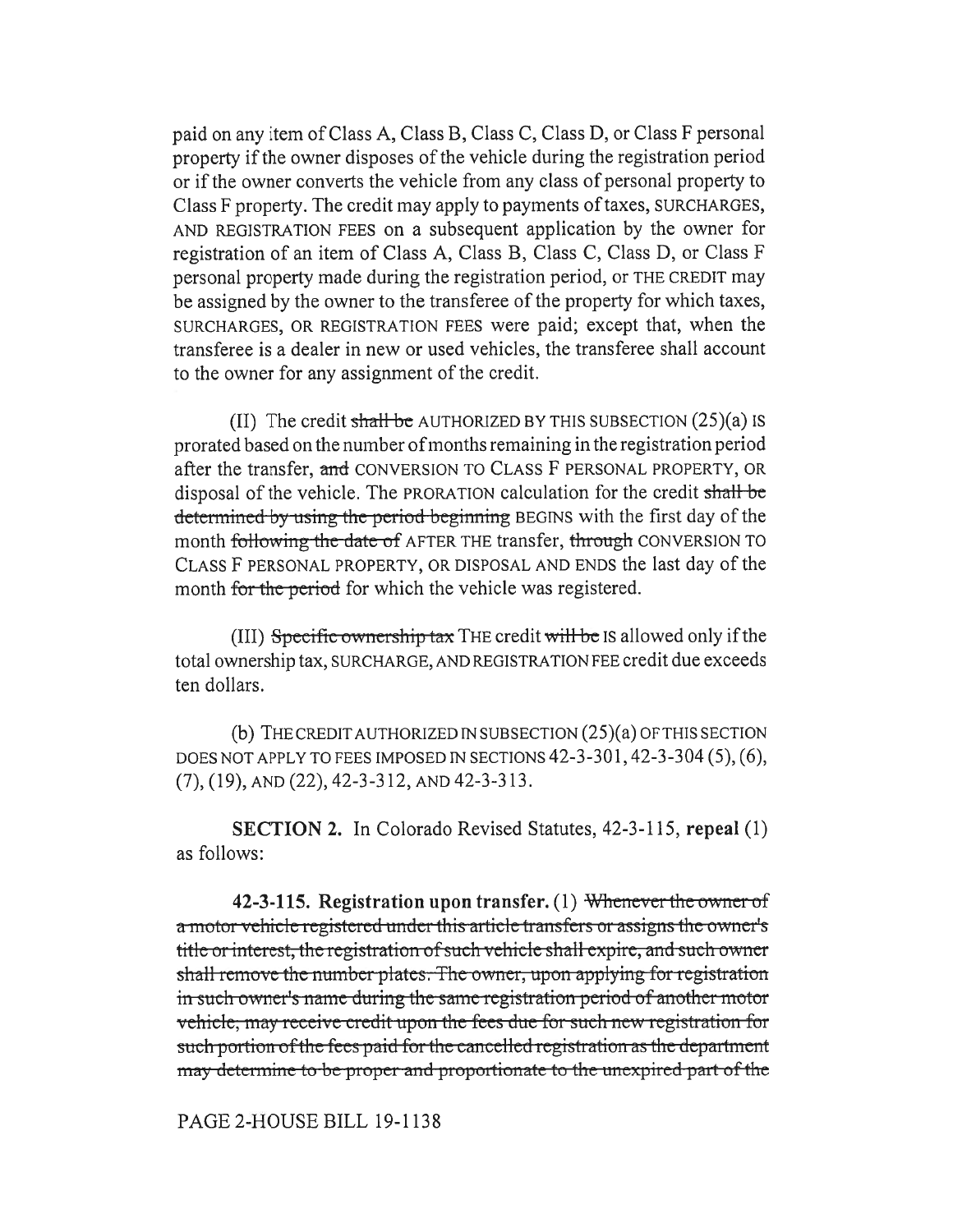paid on any item of Class A, Class B, Class C, Class D, or Class F personal property if the owner disposes of the vehicle during the registration period or if the owner converts the vehicle from any class of personal property to Class F property. The credit may apply to payments of taxes, SURCHARGES, AND REGISTRATION FEES on a subsequent application by the owner for registration of an item of Class A, Class B, Class C, Class D, or Class F personal property made during the registration period, or THE CREDIT may be assigned by the owner to the transferee of the property for which taxes, SURCHARGES, OR REGISTRATION FEES were paid; except that, when the transferee is a dealer in new or used vehicles, the transferee shall account to the owner for any assignment of the credit.

(II) The credit ~~shall be~~ AUTHORIZED BY THIS SUBSECTION (25)(a) IS prorated based on the number of months remaining in the registration period after the transfer, ~~and~~ CONVERSION TO CLASS F PERSONAL PROPERTY, OR disposal of the vehicle. The PRORATION calculation for the credit ~~shall be determined by using the period beginning~~ BEGINS with the first day of the month ~~following the date of~~ AFTER THE transfer, ~~through~~ CONVERSION TO CLASS F PERSONAL PROPERTY, OR DISPOSAL AND ENDS the last day of the month ~~for the period~~ for which the vehicle was registered.

(III) ~~Specific ownership tax~~ THE credit ~~will be~~ IS allowed only if the total ownership tax, SURCHARGE, AND REGISTRATION FEE credit due exceeds ten dollars.

(b) THE CREDIT AUTHORIZED IN SUBSECTION (25)(a) OF THIS SECTION DOES NOT APPLY TO FEES IMPOSED IN SECTIONS 42-3-301, 42-3-304 (5), (6), (7), (19), AND (22), 42-3-312, AND 42-3-313.

**SECTION 2.** In Colorado Revised Statutes, 42-3-115, **repeal** (1) as follows:

**42-3-115. Registration upon transfer.** (1) ~~Whenever the owner of a motor vehicle registered under this article transfers or assigns the owner's title or interest, the registration of such vehicle shall expire, and such owner shall remove the number plates. The owner, upon applying for registration in such owner's name during the same registration period of another motor vehicle, may receive credit upon the fees due for such new registration for such portion of the fees paid for the cancelled registration as the department may determine to be proper and proportionate to the unexpired part of the~~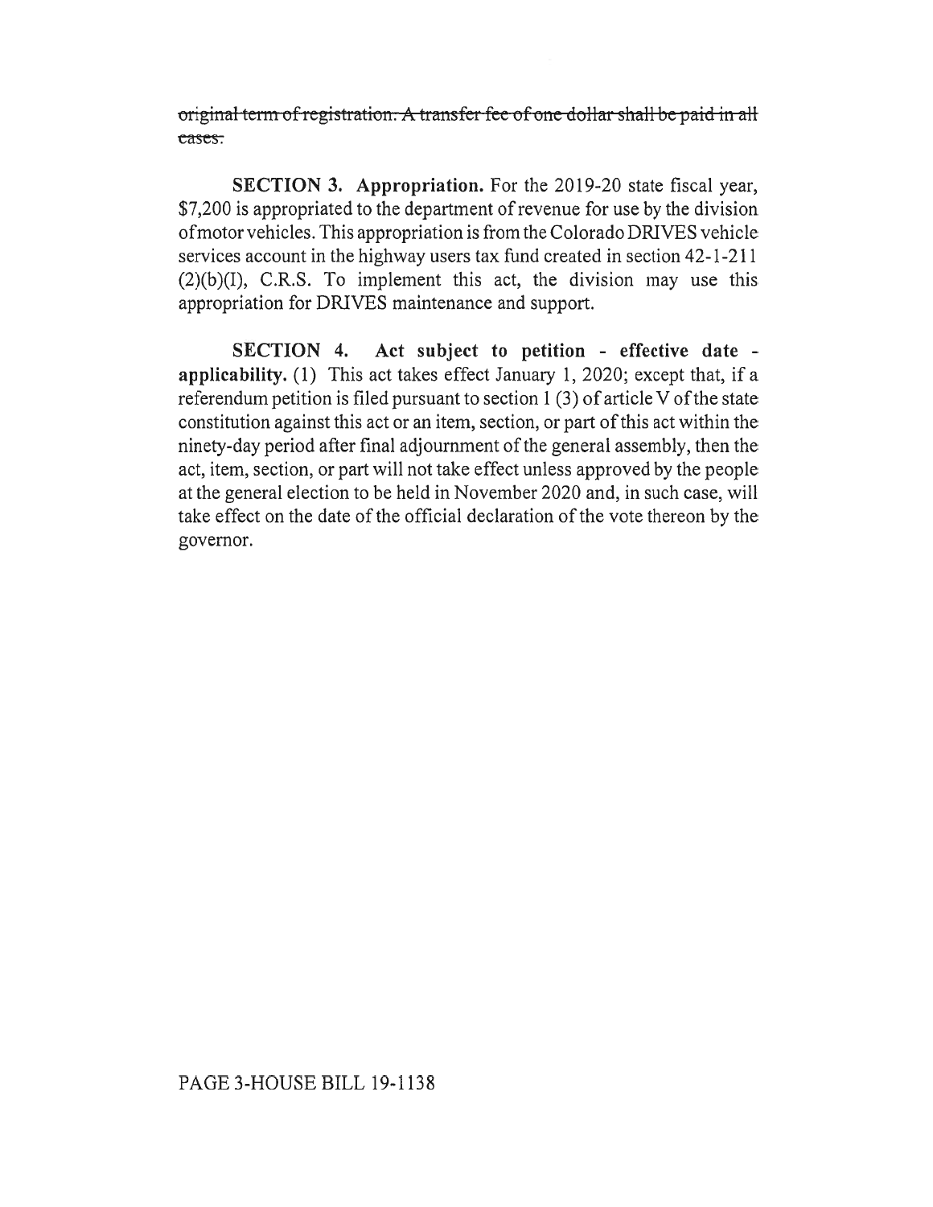~~original term of registration. A transfer fee of one dollar shall be paid in all cases.~~

**SECTION 3. Appropriation.** For the 2019-20 state fiscal year, $7,200 is appropriated to the department of revenue for use by the division of motor vehicles. This appropriation is from the Colorado DRIVES vehicle services account in the highway users tax fund created in section 42-1-211 (2)(b)(I), C.R.S. To implement this act, the division may use this appropriation for DRIVES maintenance and support.

**SECTION 4. Act subject to petition - effective date - applicability.** (1) This act takes effect January 1, 2020; except that, if a referendum petition is filed pursuant to section 1 (3) of article V of the state constitution against this act or an item, section, or part of this act within the ninety-day period after final adjournment of the general assembly, then the act, item, section, or part will not take effect unless approved by the people at the general election to be held in November 2020 and, in such case, will take effect on the date of the official declaration of the vote thereon by the governor.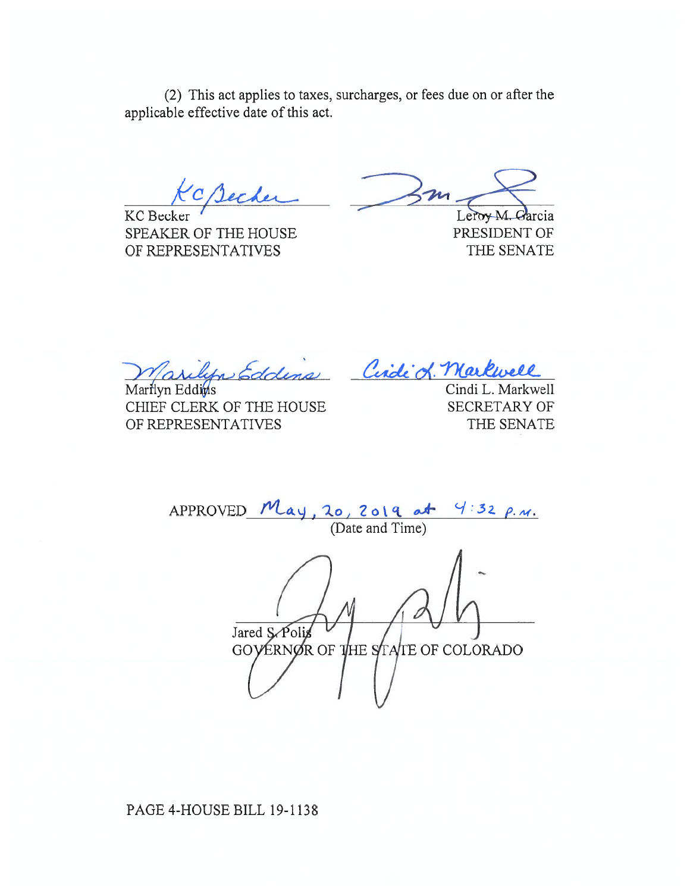(2) This act applies to taxes, surcharges, or fees due on or after the applicable effective date of this act.

KC Becker
SPEAKER OF THE HOUSE
OF REPRESENTATIVES

Leroy M. Garcia
PRESIDENT OF
THE SENATE

Marilyn Eddins
CHIEF CLERK OF THE HOUSE
OF REPRESENTATIVES

Cindi L. Markwell
SECRETARY OF
THE SENATE

APPROVED May, 20, 2019 at 4:32 p.m.
(Date and Time)

Jared S. Polis
GOVERNOR OF THE STATE OF COLORADO

PAGE 4-HOUSE BILL 19-1138